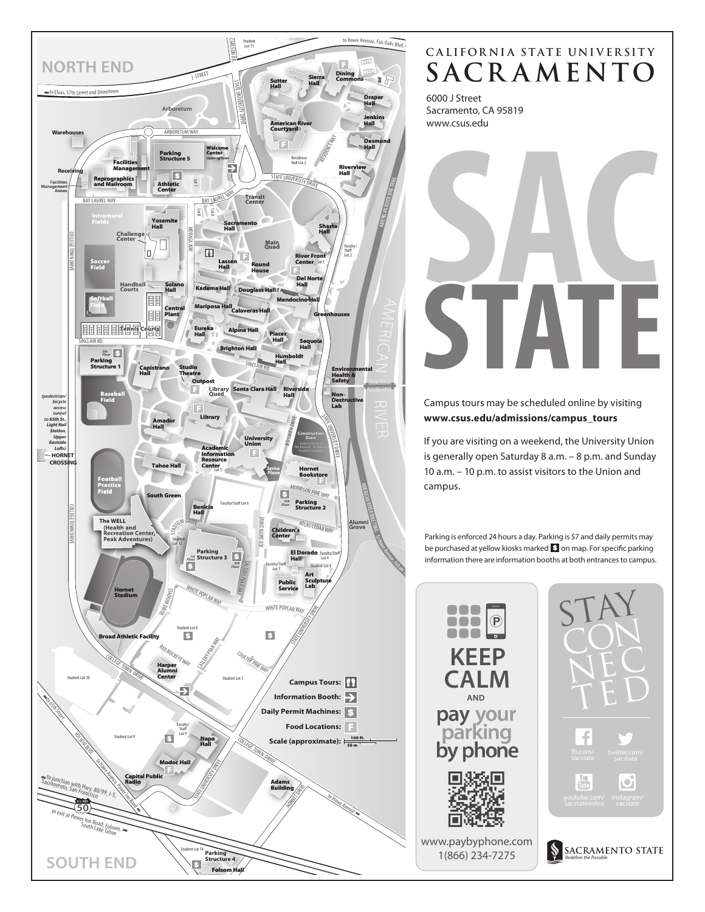# CALIFORNIA STATE UNIVERSITY SACRAMENTO

6000 J Street
Sacramento, CA 95819
www.csus.edu

# SAC STATE

Campus tours may be scheduled online by visiting **www.csus.edu/admissions/campus_tours**

If you are visiting on a weekend, the University Union is generally open Saturday 8 a.m. – 8 p.m. and Sunday 10 a.m. – 10 p.m. to assist visitors to the Union and campus.

Parking is enforced 24 hours a day. Parking is $7 and daily permits may be purchased at yellow kiosks marked $ on map. For specific parking information there are information booths at both entrances to campus.

**KEEP CALM AND pay your parking by phone**

www.paybyphone.com
1(866) 234-7275

STAY CONNECTED

fb.com/sacstate
twitter.com/sacstate
youtube.com/sacstatevideo
instagram/sacstate

SACRAMENTO STATE
*Redefine the Possible*

## NORTH END

to Elvas, 57th Street and Downtown · to Howe Avenue, Fair Oaks Blvd.

Student Lot 11, Carlson Dr., J Street, State University Drive, Arboretum, Arboretum Way, Warehouses, Receiving, Facilities Management, Facilities Management Annex, Reprographics and Mailroom, Parking Structure 5, Welcome Center (Opening Soon), Athletic Center, Lot 1, Bay Laurel Way, Sutter Hall, Sierra Hall, Dining Commons, Draper Hall, Jenkins Hall, Desmond Hall, American River Courtyard, Residence Hall Lot 2, Residence Way, Riverview Hall, Transit Center, Lot B, Lot A, Moraga Way, Intramural Fields, Yosemite Hall, Challenge Center, Soccer Field, Handball Courts, Solano Hall, Softball Field, Central Plant, Tennis Courts, Sacramento Hall, Main Quad, Shasta Hall, Faculty/Staff Lot 2, Lassen Hall, Round House, River Front Center, Lot 3, Del Norte Hall, Kadema Hall, Douglass Hall, Mendocino Hall, Mariposa Hall, Calaveras Hall, Greenhouses, Eureka Hall, Alpine Hall, Placer Hall, Sequoia Hall, Brighton Hall, Humboldt Hall, Sinclair Rd., College Town Drive, American River Bike Trail, American River

Parking Structure 1 (5th Floor), Capistrano Hall, Studio Theatre, Outpost, Library Quad, Santa Clara Hall, Riverside Hall, Environmental Health & Safety, Guy West Footbridge, Non-Destructive Lab, Baseball Field, Library, Amador Hall, University Union, Jed Smith Drive, Construction Zone (Future Home of The Emerald Technology Science Complex), Academic Information Resource Center, Lot 5, Serna Plaza, Hornet Bookstore, (pedestrian/bicycle access tunnel to 65th St., Light Rail Station, Upper Eastside Lofts) HORNET CROSSING, Tahoe Hall, Football Practice Field, South Green, Morrison Pine Way, Parking Structure 2 (3rd Floor), Faculty/Staff Lot 6, Benicia Hall, Atlas Cedar Way, Alumni Grove, The WELL (Health and Recreation Center, Peak Adventures), Stadium Drive, Student Lot 12, Children's Center, Parking Structure 3 (1st Floor, 3rd Floor), El Dorado Hall, Faculty/Staff Lot 4, Faculty/Staff Lot 7, Student Lot 4, Gallery Pear Way, Public Service, Art Sculpture Lab, Hornet Stadium, White Poplar Way, to Howe Avenue, Folsom

Student Lot 8, Broad Athletic Facility, Red Buckeye Way, Coulter Pine Way, Harper Alumni Center, Student Lot 10, Student Lot 7, Student Lot 9, Faculty/Staff Lot 9, Napa Hall, Modoc Hall, Capital Public Radio, Folsom Blvd, Adams Building, Hornet Drive, to Howe Avenue, to 65th Street, to Junction with Hwy. 80/99, I-5, Sacramento, San Francisco, US Hwy 50, to Howe Avenue, Power Inn Road, to exit at Power Inn Road: Folsom, South Lake Tahoe, Student Lot 14, Parking Structure 4, Folsom Hall

## SOUTH END

- Campus Tours
- Information Booth
- Daily Permit Machines: $
- Food Locations: F
- Scale (approximate): 100 ft. / 50 m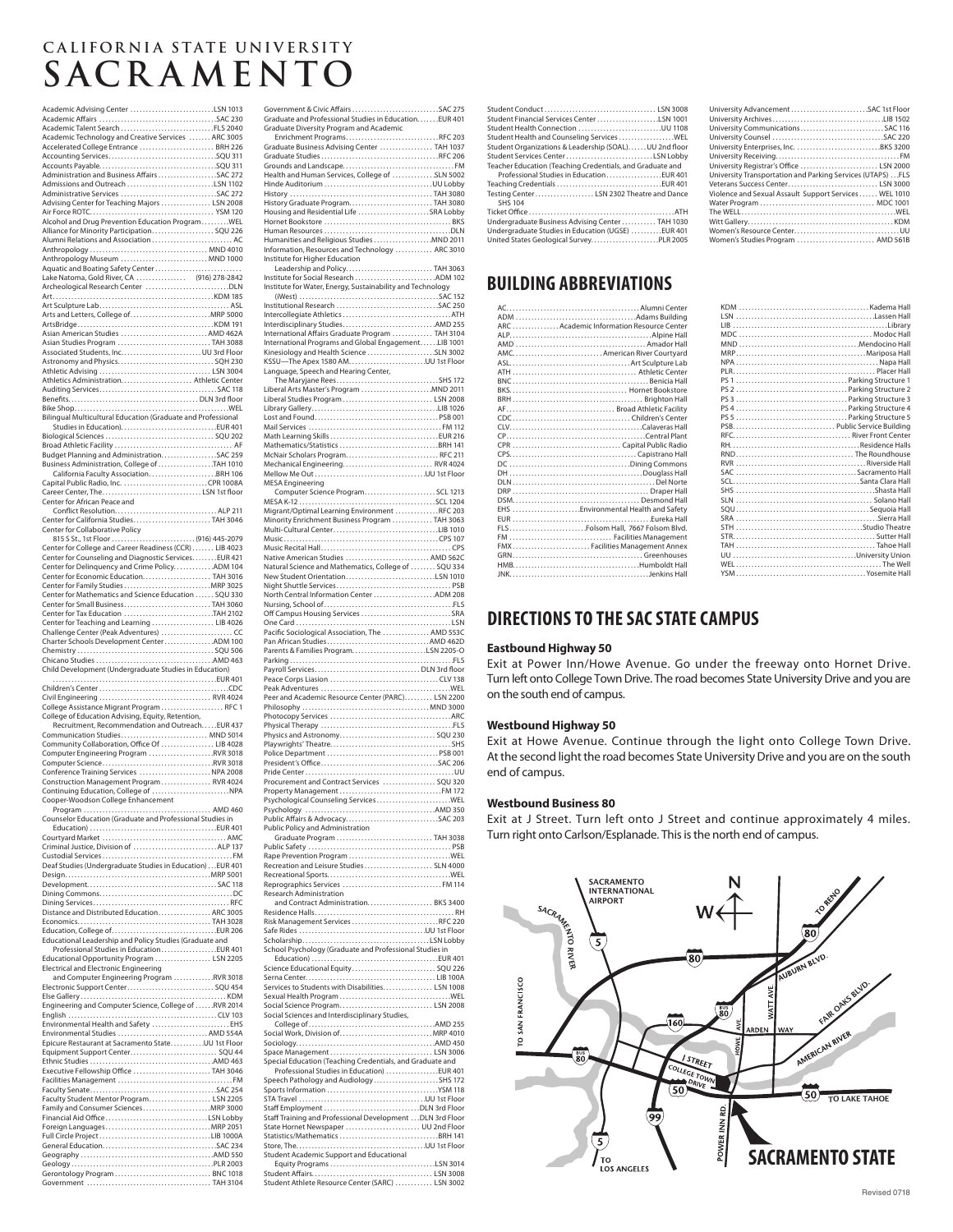# CALIFORNIA STATE UNIVERSITY SACRAMENTO

Academic Advising Center .......... LSN 1013
Academic Affairs .......... SAC 230
Academic Talent Search .......... FLS 2040
Academic Technology and Creative Services .......... ARC 3005
Accelerated College Entrance .......... BRH 226
Accounting Services .......... SQU 311
Accounts Payable .......... SQU 311
Administration and Business Affairs .......... SAC 272
Admissions and Outreach .......... LSN 1102
Administrative Services .......... SAC 272
Advising Center for Teaching Majors .......... LSN 2008
Air Force ROTC .......... YSM 120
Alcohol and Drug Prevention Education Program .......... WEL
Alliance for Minority Participation .......... SQU 226
Alumni Relations and Association .......... AC
Anthropology .......... MND 4010
Anthropology Museum .......... MND 1000
Aquatic and Boating Safety Center ..........
Lake Natoma, Gold River, CA .......... (916) 278-2842
Archeological Research Center .......... DLN
Art .......... KDM 185
Art Sculpture Lab .......... ASL
Arts and Letters, College of .......... MRP 5000
ArtsBridge .......... KDM 191
Asian American Studies .......... AMD 462A
Asian Studies Program .......... TAH 3088
Associated Students, Inc. .......... UU 3rd Floor
Astronomy and Physics .......... SQH 230
Athletic Advising .......... LSN 3004
Athletics Administration .......... Athletic Center
Auditing Services .......... SQU 202
Benefits .......... DLN 3rd floor
Bike Shop .......... WEL
Bilingual Multicultural Education (Graduate and Professional Studies in Education) .......... EUR 401
Biological Sciences .......... SQU 202
Broad Athletic Facility .......... AF
Budget Planning and Administration .......... SAC 259
Business Administration, College of .......... TAH 1010
California Faculty Association .......... BRH 106
Capital Public Radio, Inc. .......... CPR 1008A
Career Center, The .......... LSN 1st floor
Center for African Peace and Conflict Resolution .......... ALP 211
Center for California Studies .......... TAH 3046
Center for Collaborative Policy
815 S St., 1st Floor .......... (916) 445-2079
Center for College and Career Readiness (CCR) .......... LIB 4023
Center for Counseling and Diagnostic Services .......... EUR 421
Center for Delinquency and Crime Policy .......... ADM 104
Center for Economic Education .......... TAH 3016
Center for Family Studies .......... MRP 3025
Center for Mathematics and Science Education .......... SQU 330
Center for Small Business .......... TAH 3060
Center for Tax Education .......... TAH 2102
Center for Teaching and Learning .......... LIB 4026
Challenge Center (Peak Adventures) .......... CC
Charter Schools Development Center .......... ADM 100
Chemistry .......... SQU 506
Chicano Studies .......... AMD 463
Child Development (Undergraduate Studies in Education) .......... EUR 401
Children's Center .......... CDC
Civil Engineering .......... RVR 4024
College Assistance Migrant Program .......... RFC 1
College of Education Advising, Equity, Retention, Recruitment, Recommendation and Outreach .......... EUR 437
Communication Studies .......... MND 5014
Community Collaboration, Office Of .......... LIB 4028
Computer Engineering Program .......... RVR 3018
Computer Science .......... RVR 3018
Conference Training Services .......... NPA 2008
Construction Management Program .......... RVR 4024
Continuing Education, College of .......... NPA
Cooper-Woodson College Enhancement Program .......... AMD 460
Counselor Education (Graduate and Professional Studies in Education) .......... EUR 401
Courtyard Market .......... AMC
Criminal Justice, Division of .......... ALP 137
Custodial Services .......... FM
Deaf Studies (Undergraduate Studies in Education) .......... EUR 401
Design .......... MRP 5001
Development .......... SAC 118
Dining Commons .......... DC
Dining Services .......... RFC
Distance and Distributed Education .......... ARC 3005
Economics .......... TAH 3028
Education, College of .......... EUR 206
Educational Leadership and Policy Studies (Graduate and Professional Studies in Education) .......... EUR 401
Educational Opportunity Program .......... LSN 2205
Electrical and Electronic Engineering and Computer Engineering Program .......... RVR 3018
Electronic Support Center .......... SQU 454
Else Gallery .......... KDM
Engineering and Computer Science, College of .......... RVR 2014
English .......... CLV 103
Environmental Health and Safety .......... EHS
Environmental Studies .......... AMD 554A
Epicure Restaurant at Sacramento State .......... UU 1st Floor
Equipment Support Center .......... SQU 44
Ethnic Studies .......... AMD 463
Executive Fellowship Office .......... TAH 3046
Facilities Management .......... FM
Faculty Senate .......... SAC 254
Faculty Student Mentor Program .......... LSN 2205
Family and Consumer Sciences .......... MRP 3000
Financial Aid Office .......... LSN Lobby
Foreign Languages .......... MRP 2051
Full Circle Project .......... LIB 1000A
General Education .......... SAC 234
Geography .......... AMD 550
Geology .......... PLR 2003
Gerontology Program .......... BNC 1018
Government .......... TAH 3104
Government & Civic Affairs .......... SAC 275
Graduate and Professional Studies in Education .......... EUR 401
Graduate Diversity Program and Academic Enrichment Programs .......... RFC 203
Graduate Business Advising Center .......... TAH 1037
Graduate Studies .......... RFC 206
Grounds and Landscape .......... FM
Health and Human Services, College of .......... SLN 5002
Hinde Auditorium .......... UU Lobby
History .......... TAH 3080
History Graduate Program .......... TAH 3080
Housing and Residential Life .......... SRA Lobby
Hornet Bookstore .......... BKS
Human Resources .......... DLN
Humanities and Religious Studies .......... MND 2011
Information, Resources and Technology .......... ARC 3010
Institute for Higher Education Leadership and Policy .......... TAH 3063
Institute for Social Research .......... ADM 102
Institute for Water, Energy, Sustainability and Technology (iWest) .......... SAC 152
Institutional Research .......... SAC 250
Intercollegiate Athletics .......... ATH
Interdisciplinary Studies .......... AMD 255
International Affairs Graduate Program .......... TAH 3104
International Programs and Global Engagement .......... LIB 1001
Kinesiology and Health Science .......... SLN 3002
KSSU—The Apex 1580 AM .......... UU 1st Floor
Language, Speech and Hearing Center, The Maryjane Rees .......... SHS 172
Liberal Arts Master's Program .......... MND 2011
Liberal Studies Program .......... LSN 2008
Library Gallery .......... LIB 1026
Lost and Found .......... PSB 001
Mail Services .......... FM 112
Math Learning Skills .......... EUR 216
Mathematics/Statistics .......... BRH 141
McNair Scholars Program .......... RFC 211
Mechanical Engineering .......... RVR 4024
Mellow Me Out .......... UU 1st Floor
MESA Engineering Computer Science Program .......... SCL 1213
MESA K-12 .......... SCL 1204
Migrant/Optimal Learning Environment .......... RFC 203
Minority Enrichment Business Program .......... TAH 3063
Multi-Cultural Center .......... LIB 1010
Music .......... CPS 107
Music Recital Hall .......... CPS
Native American Studies .......... AMD 462C
Natural Science and Mathematics, College of .......... SQU 334
New Student Orientation .......... LSN 1010
Night Shuttle Services .......... PSB
North Central Information Center .......... ADM 208
Nursing, School of .......... FLS
Off Campus Housing Services .......... SRA
One Card .......... LSN
Pacific Sociological Association, The .......... AMD 553C
Pan African Studies .......... AMD 462D
Parents & Families Program .......... LSN 2205-O
Parking .......... FLS
Payroll Services .......... DLN 3rd floor
Peace Corps Liaison .......... CLV 138
Peak Adventures .......... WEL
Peer and Academic Resource Center (PARC) .......... LSN 2200
Philosophy .......... MND 3000
Photocopy Services .......... ARC
Physical Therapy .......... FLS
Physics and Astronomy .......... SQU 230
Playwrights' Theatre .......... SHS
Police Department .......... PSB 001
President's Office .......... SAC 206
Pride Center .......... UU
Procurement and Contract Services .......... SQU 320
Property Management .......... FM 172
Psychological Counseling Services .......... WEL
Psychology .......... AMD 350
Public Affairs & Advocacy .......... SAC 203
Public Policy and Administration Graduate Program .......... TAH 3038
Public Safety .......... PSB
Rape Prevention Program .......... WEL
Recreation and Leisure Studies .......... SLN 4000
Recreational Sports .......... WEL
Reprographics Services .......... FM 114
Research Administration and Contract Administration .......... BKS 3400
Residence Halls .......... RH
Risk Management Services .......... RFC 220
Safe Rides .......... UU 1st Floor
Scholarship .......... LSN Lobby
School Psychology (Graduate and Professional Studies in Education) .......... EUR 401
Science Educational Equity .......... SQU 226
Serna Center .......... LIB 100A
Services to Students with Disabilities .......... LSN 1008
Sexual Health Program .......... WEL
Social Science Program .......... LSN 2008
Social Sciences and Interdisciplinary Studies, College of .......... AMD 255
Social Work, Division of .......... MRP 4010
Sociology .......... AMD 450
Space Management .......... LSN 3006
Special Education (Teaching Credentials, and Graduate and Professional Studies in Education) .......... EUR 401
Speech Pathology and Audiology .......... SHS 172
Sports Information .......... YSM 118
STA Travel .......... UU 1st Floor
Staff Employment .......... DLN 3rd Floor
Staff Training and Professional Development .......... DLN 3rd Floor
State Hornet Newspaper .......... UU 2nd Floor
Statistics/Mathematics .......... BRH 141
Store, The .......... UU 1st Floor
Student Academic Support and Educational Equity Programs .......... LSN 3014
Student Affairs .......... LSN 3008
Student Athlete Resource Center (SARC) .......... LSN 3002
Student Conduct .......... LSN 3008
Student Financial Services Center .......... LSN 1001
Student Health Connection .......... UU 1108
Student Health and Counseling Services .......... WEL
Student Organizations & Leadership (SOAL) .......... UU 2nd floor
Student Services Center .......... LSN Lobby
Teacher Education (Teaching Credentials, and Graduate and Professional Studies in Education) .......... EUR 401
Teaching Credentials .......... EUR 401
Testing Center .......... LSN 2302 Theatre and Dance SHS 104
Ticket Office .......... ATH
Undergraduate Business Advising Center .......... TAH 1030
Undergraduate Studies in Education (UGSE) .......... EUR 401
United States Geological Survey .......... PLR 2005
University Advancement .......... SAC 1st Floor
University Archives .......... LIB 1502
University Communications .......... SAC 116
University Counsel .......... SAC 220
University Enterprises, Inc. .......... BKS 3200
University Receiving .......... FM
University Registrar's Office .......... LSN 2000
University Transportation and Parking Services (UTAPS) .......... FLS
Veterans Success Center .......... LSN 3000
Violence and Sexual Assault Support Services .......... WEL 1010
Water Program .......... MDC 1001
The WELL .......... WEL
Witt Gallery .......... KDM
Women's Resource Center .......... UU
Women's Studies Program .......... AMD 561B

## BUILDING ABBREVIATIONS

| | |
|---|---|
| AC | Alumni Center |
| ADM | Adams Building |
| ARC | Academic Information Resource Center |
| ALP | Alpine Hall |
| AMD | Amador Hall |
| AMC | American River Courtyard |
| ASL | Art Sculpture Lab |
| ATH | Athletic Center |
| BNC | Benicia Hall |
| BKS | Hornet Bookstore |
| BRH | Brighton Hall |
| AF | Broad Athletic Facility |
| CDC | Children's Center |
| CLV | Calaveras Hall |
| CP | Central Plant |
| CPR | Capital Public Radio |
| CPS | Capistrano Hall |
| DC | Dining Commons |
| DH | Douglass Hall |
| DLN | Del Norte |
| DRP | Draper Hall |
| DSM | Desmond Hall |
| EHS | Environmental Health and Safety |
| EUR | Eureka Hall |
| FLS | Folsom Hall, 7667 Folsom Blvd. |
| FM | Facilities Management |
| FMX | Facilities Management Annex |
| GRN | Greenhouses |
| HMB | Humboldt Hall |
| JNK | Jenkins Hall |
| KDM | Kadema Hall |
| LSN | Lassen Hall |
| LIB | Library |
| MDC | Modoc Hall |
| MND | Mendocino Hall |
| MRP | Mariposa Hall |
| NPA | Napa Hall |
| PLR | Placer Hall |
| PS 1 | Parking Structure 1 |
| PS 2 | Parking Structure 2 |
| PS 3 | Parking Structure 3 |
| PS 4 | Parking Structure 4 |
| PS 5 | Parking Structure 5 |
| PSB | Public Service Building |
| RFC | River Front Center |
| RH | Residence Halls |
| RND | The Roundhouse |
| RVR | Riverside Hall |
| SAC | Sacramento Hall |
| SCL | Santa Clara Hall |
| SHS | Shasta Hall |
| SLN | Solano Hall |
| SQU | Sequoia Hall |
| SRA | Sierra Hall |
| STH | Studio Theatre |
| STR | Sutter Hall |
| TAH | Tahoe Hall |
| UU | University Union |
| WEL | The Well |
| YSM | Yosemite Hall |

## DIRECTIONS TO THE SAC STATE CAMPUS

### Eastbound Highway 50

Exit at Power Inn/Howe Avenue. Go under the freeway onto Hornet Drive. Turn left onto College Town Drive. The road becomes State University Drive and you are on the south end of campus.

### Westbound Highway 50

Exit at Howe Avenue. Continue through the light onto College Town Drive. At the second light the road becomes State University Drive and you are on the south end of campus.

### Westbound Business 80

Exit at J Street. Turn left onto J Street and continue approximately 4 miles. Turn right onto Carlson/Esplanade. This is the north end of campus.

SACRAMENTO INTERNATIONAL AIRPORT
N
W
TO RENO
SACRAMENTO RIVER
5
80
80
AUBURN BLVD.
TO SAN FRANCISCO
BUS 80
WATT AVE.
FAIR OAKS BLVD.
160
ARDEN WAY
HOWE AVE.
AMERICAN RIVER
BUS 80
J STREET
COLLEGE TOWN DRIVE
50
50
TO LAKE TAHOE
99
POWER INN RD.
5
TO LOS ANGELES
SACRAMENTO STATE

Revised 0718